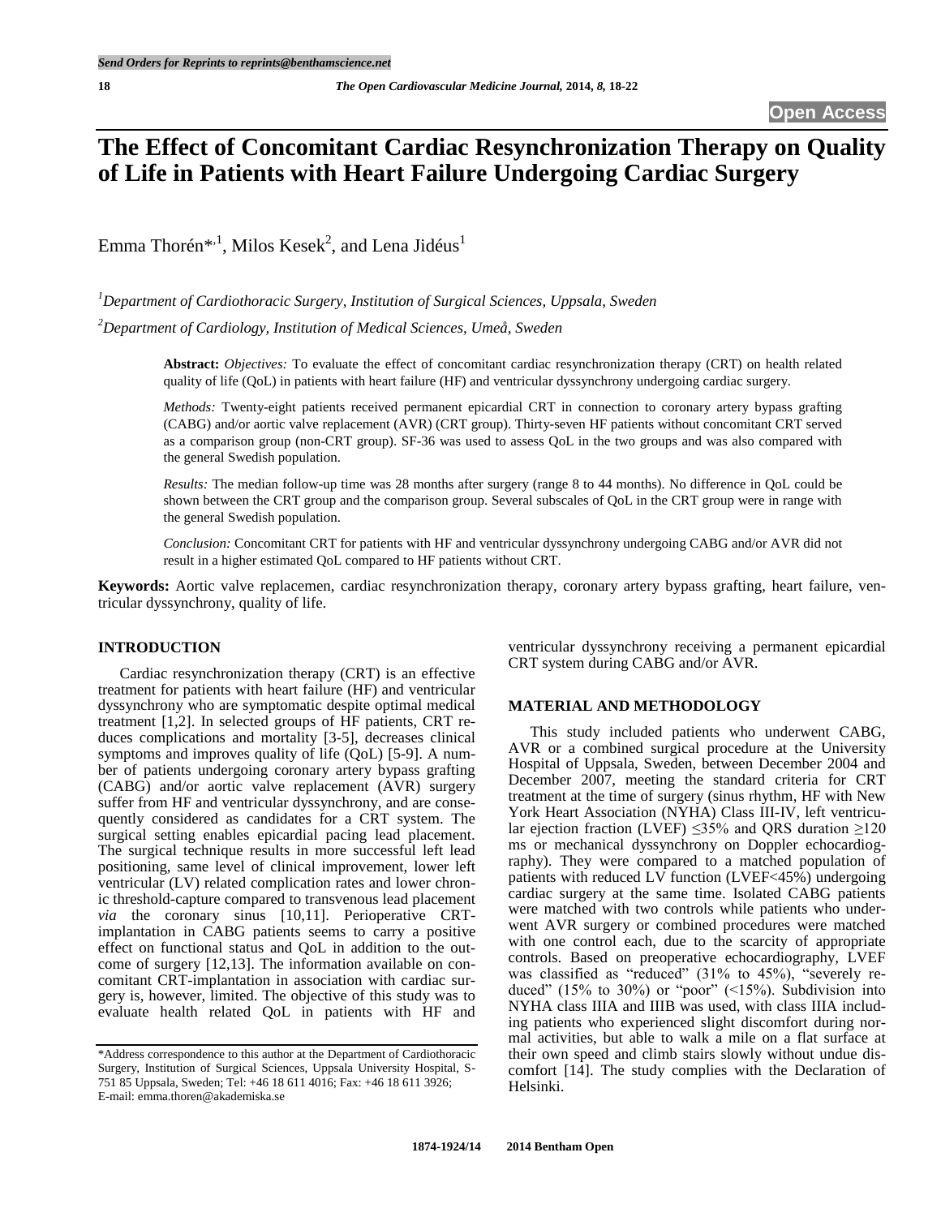Open Access

# The Effect of Concomitant Cardiac Resynchronization Therapy on Quality of Life in Patients with Heart Failure Undergoing Cardiac Surgery

Emma Thorén*[,1], Milos Kesek[2], and Lena Jidéus[1]

[1]*Department of Cardiothoracic Surgery, Institution of Surgical Sciences, Uppsala, Sweden*

[2]*Department of Cardiology, Institution of Medical Sciences, Umeå, Sweden*

**Abstract:** *Objectives:* To evaluate the effect of concomitant cardiac resynchronization therapy (CRT) on health related quality of life (QoL) in patients with heart failure (HF) and ventricular dyssynchrony undergoing cardiac surgery.

*Methods:* Twenty-eight patients received permanent epicardial CRT in connection to coronary artery bypass grafting (CABG) and/or aortic valve replacement (AVR) (CRT group). Thirty-seven HF patients without concomitant CRT served as a comparison group (non-CRT group). SF-36 was used to assess QoL in the two groups and was also compared with the general Swedish population.

*Results:* The median follow-up time was 28 months after surgery (range 8 to 44 months). No difference in QoL could be shown between the CRT group and the comparison group. Several subscales of QoL in the CRT group were in range with the general Swedish population.

*Conclusion:* Concomitant CRT for patients with HF and ventricular dyssynchrony undergoing CABG and/or AVR did not result in a higher estimated QoL compared to HF patients without CRT.

**Keywords:** Aortic valve replacemen, cardiac resynchronization therapy, coronary artery bypass grafting, heart failure, ventricular dyssynchrony, quality of life.

## INTRODUCTION

Cardiac resynchronization therapy (CRT) is an effective treatment for patients with heart failure (HF) and ventricular dyssynchrony who are symptomatic despite optimal medical treatment [1,2]. In selected groups of HF patients, CRT reduces complications and mortality [3-5], decreases clinical symptoms and improves quality of life (QoL) [5-9]. A number of patients undergoing coronary artery bypass grafting (CABG) and/or aortic valve replacement (AVR) surgery suffer from HF and ventricular dyssynchrony, and are consequently considered as candidates for a CRT system. The surgical setting enables epicardial pacing lead placement. The surgical technique results in more successful left lead positioning, same level of clinical improvement, lower left ventricular (LV) related complication rates and lower chronic threshold-capture compared to transvenous lead placement *via* the coronary sinus [10,11]. Perioperative CRT-implantation in CABG patients seems to carry a positive effect on functional status and QoL in addition to the outcome of surgery [12,13]. The information available on concomitant CRT-implantation in association with cardiac surgery is, however, limited. The objective of this study was to evaluate health related QoL in patients with HF and ventricular dyssynchrony receiving a permanent epicardial CRT system during CABG and/or AVR.

## MATERIAL AND METHODOLOGY

This study included patients who underwent CABG, AVR or a combined surgical procedure at the University Hospital of Uppsala, Sweden, between December 2004 and December 2007, meeting the standard criteria for CRT treatment at the time of surgery (sinus rhythm, HF with New York Heart Association (NYHA) Class III-IV, left ventricular ejection fraction (LVEF) ≤35% and QRS duration ≥120 ms or mechanical dyssynchrony on Doppler echocardiography). They were compared to a matched population of patients with reduced LV function (LVEF<45%) undergoing cardiac surgery at the same time. Isolated CABG patients were matched with two controls while patients who underwent AVR surgery or combined procedures were matched with one control each, due to the scarcity of appropriate controls. Based on preoperative echocardiography, LVEF was classified as "reduced" (31% to 45%), "severely reduced" (15% to 30%) or "poor" (<15%). Subdivision into NYHA class IIIA and IIIB was used, with class IIIA including patients who experienced slight discomfort during normal activities, but able to walk a mile on a flat surface at their own speed and climb stairs slowly without undue discomfort [14]. The study complies with the Declaration of Helsinki.

*Address correspondence to this author at the Department of Cardiothoracic Surgery, Institution of Surgical Sciences, Uppsala University Hospital, S-751 85 Uppsala, Sweden; Tel: +46 18 611 4016; Fax: +46 18 611 3926; E-mail: emma.thoren@akademiska.se

1874-1924/14 2014 Bentham Open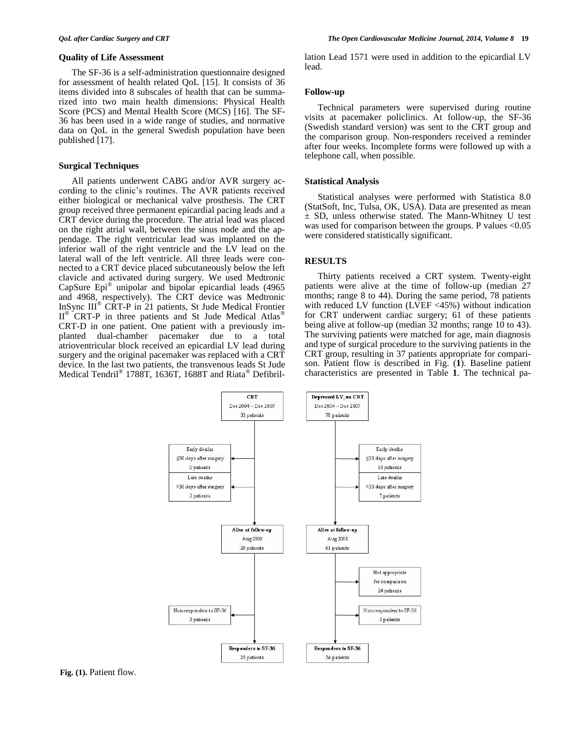### Quality of Life Assessment

The SF-36 is a self-administration questionnaire designed for assessment of health related QoL [15]. It consists of 36 items divided into 8 subscales of health that can be summarized into two main health dimensions: Physical Health Score (PCS) and Mental Health Score (MCS) [16]. The SF-36 has been used in a wide range of studies, and normative data on QoL in the general Swedish population have been published [17].

### Surgical Techniques

All patients underwent CABG and/or AVR surgery according to the clinic's routines. The AVR patients received either biological or mechanical valve prosthesis. The CRT group received three permanent epicardial pacing leads and a CRT device during the procedure. The atrial lead was placed on the right atrial wall, between the sinus node and the appendage. The right ventricular lead was implanted on the inferior wall of the right ventricle and the LV lead on the lateral wall of the left ventricle. All three leads were connected to a CRT device placed subcutaneously below the left clavicle and activated during surgery. We used Medtronic CapSure Epi® unipolar and bipolar epicardial leads (4965 and 4968, respectively). The CRT device was Medtronic InSync III® CRT-P in 21 patients, St Jude Medical Frontier II® CRT-P in three patients and St Jude Medical Atlas® CRT-D in one patient. One patient with a previously implanted dual-chamber pacemaker due to a total atrioventricular block received an epicardial LV lead during surgery and the original pacemaker was replaced with a CRT device. In the last two patients, the transvenous leads St Jude Medical Tendril® 1788T, 1636T, 1688T and Riata® Defibrillation Lead 1571 were used in addition to the epicardial LV lead.

### Follow-up

Technical parameters were supervised during routine visits at pacemaker policlinics. At follow-up, the SF-36 (Swedish standard version) was sent to the CRT group and the comparison group. Non-responders received a reminder after four weeks. Incomplete forms were followed up with a telephone call, when possible.

### Statistical Analysis

Statistical analyses were performed with Statistica 8.0 (StatSoft, Inc, Tulsa, OK, USA). Data are presented as mean ± SD, unless otherwise stated. The Mann-Whitney U test was used for comparison between the groups. P values <0.05 were considered statistically significant.

## RESULTS

Thirty patients received a CRT system. Twenty-eight patients were alive at the time of follow-up (median 27 months; range 8 to 44). During the same period, 78 patients with reduced LV function (LVEF <45%) without indication for CRT underwent cardiac surgery; 61 of these patients being alive at follow-up (median 32 months; range 10 to 43). The surviving patients were matched for age, main diagnosis and type of surgical procedure to the surviving patients in the CRT group, resulting in 37 patients appropriate for comparison. Patient flow is described in Fig. (**1**). Baseline patient characteristics are presented in Table **1**. The technical pa-

CRT: Dec 2004 – Dec 2007, 30 patients → Early deaths ≤30 days after surgery: 0 patients; Late deaths >30 days after surgery: 2 patients → Alive at follow-up Aug 2008: 28 patients → Non-responders to SF-36: 3 patients → Responders to SF-36: 25 patients

Depressed LV, no CRT: Dec 2004 – Dec 2007, 78 patients → Early deaths ≤30 days after surgery: 10 patients; Late deaths >30 days after surgery: 7 patients → Alive at follow-up Aug 2008: 61 patients → Not appropriate for comparison: 24 patients → Non-responders to SF-36: 3 patients → Responders to SF-36: 34 patients

**Fig. (1).** Patient flow.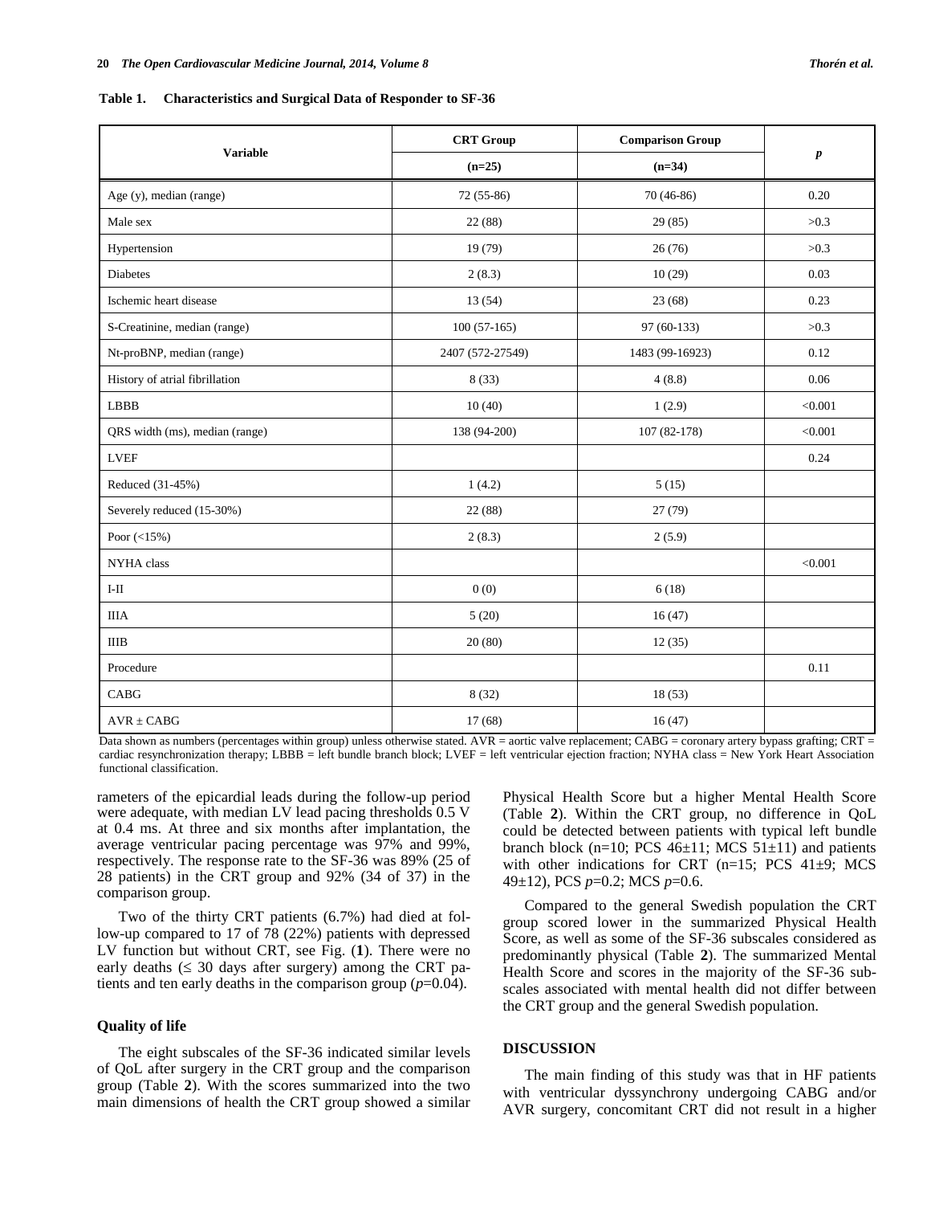**Table 1. Characteristics and Surgical Data of Responder to SF-36**

| Variable | CRT Group (n=25) | Comparison Group (n=34) | *p* |
|---|---|---|---|
| Age (y), median (range) | 72 (55-86) | 70 (46-86) | 0.20 |
| Male sex | 22 (88) | 29 (85) | >0.3 |
| Hypertension | 19 (79) | 26 (76) | >0.3 |
| Diabetes | 2 (8.3) | 10 (29) | 0.03 |
| Ischemic heart disease | 13 (54) | 23 (68) | 0.23 |
| S-Creatinine, median (range) | 100 (57-165) | 97 (60-133) | >0.3 |
| Nt-proBNP, median (range) | 2407 (572-27549) | 1483 (99-16923) | 0.12 |
| History of atrial fibrillation | 8 (33) | 4 (8.8) | 0.06 |
| LBBB | 10 (40) | 1 (2.9) | <0.001 |
| QRS width (ms), median (range) | 138 (94-200) | 107 (82-178) | <0.001 |
| LVEF | | | 0.24 |
| Reduced (31-45%) | 1 (4.2) | 5 (15) | |
| Severely reduced (15-30%) | 22 (88) | 27 (79) | |
| Poor (<15%) | 2 (8.3) | 2 (5.9) | |
| NYHA class | | | <0.001 |
| I-II | 0 (0) | 6 (18) | |
| IIIA | 5 (20) | 16 (47) | |
| IIIB | 20 (80) | 12 (35) | |
| Procedure | | | 0.11 |
| CABG | 8 (32) | 18 (53) | |
| AVR ± CABG | 17 (68) | 16 (47) | |

Data shown as numbers (percentages within group) unless otherwise stated. AVR = aortic valve replacement; CABG = coronary artery bypass grafting; CRT = cardiac resynchronization therapy; LBBB = left bundle branch block; LVEF = left ventricular ejection fraction; NYHA class = New York Heart Association functional classification.

rameters of the epicardial leads during the follow-up period were adequate, with median LV lead pacing thresholds 0.5 V at 0.4 ms. At three and six months after implantation, the average ventricular pacing percentage was 97% and 99%, respectively. The response rate to the SF-36 was 89% (25 of 28 patients) in the CRT group and 92% (34 of 37) in the comparison group.

Two of the thirty CRT patients (6.7%) had died at follow-up compared to 17 of 78 (22%) patients with depressed LV function but without CRT, see Fig. (**1**). There were no early deaths (≤ 30 days after surgery) among the CRT patients and ten early deaths in the comparison group ($p$=0.04).

### Quality of life

The eight subscales of the SF-36 indicated similar levels of QoL after surgery in the CRT group and the comparison group (Table **2**). With the scores summarized into the two main dimensions of health the CRT group showed a similar Physical Health Score but a higher Mental Health Score (Table **2**). Within the CRT group, no difference in QoL could be detected between patients with typical left bundle branch block (n=10; PCS 46±11; MCS 51±11) and patients with other indications for CRT (n=15; PCS 41±9; MCS 49±12), PCS $p$=0.2; MCS $p$=0.6.

Compared to the general Swedish population the CRT group scored lower in the summarized Physical Health Score, as well as some of the SF-36 subscales considered as predominantly physical (Table **2**). The summarized Mental Health Score and scores in the majority of the SF-36 subscales associated with mental health did not differ between the CRT group and the general Swedish population.

## DISCUSSION

The main finding of this study was that in HF patients with ventricular dyssynchrony undergoing CABG and/or AVR surgery, concomitant CRT did not result in a higher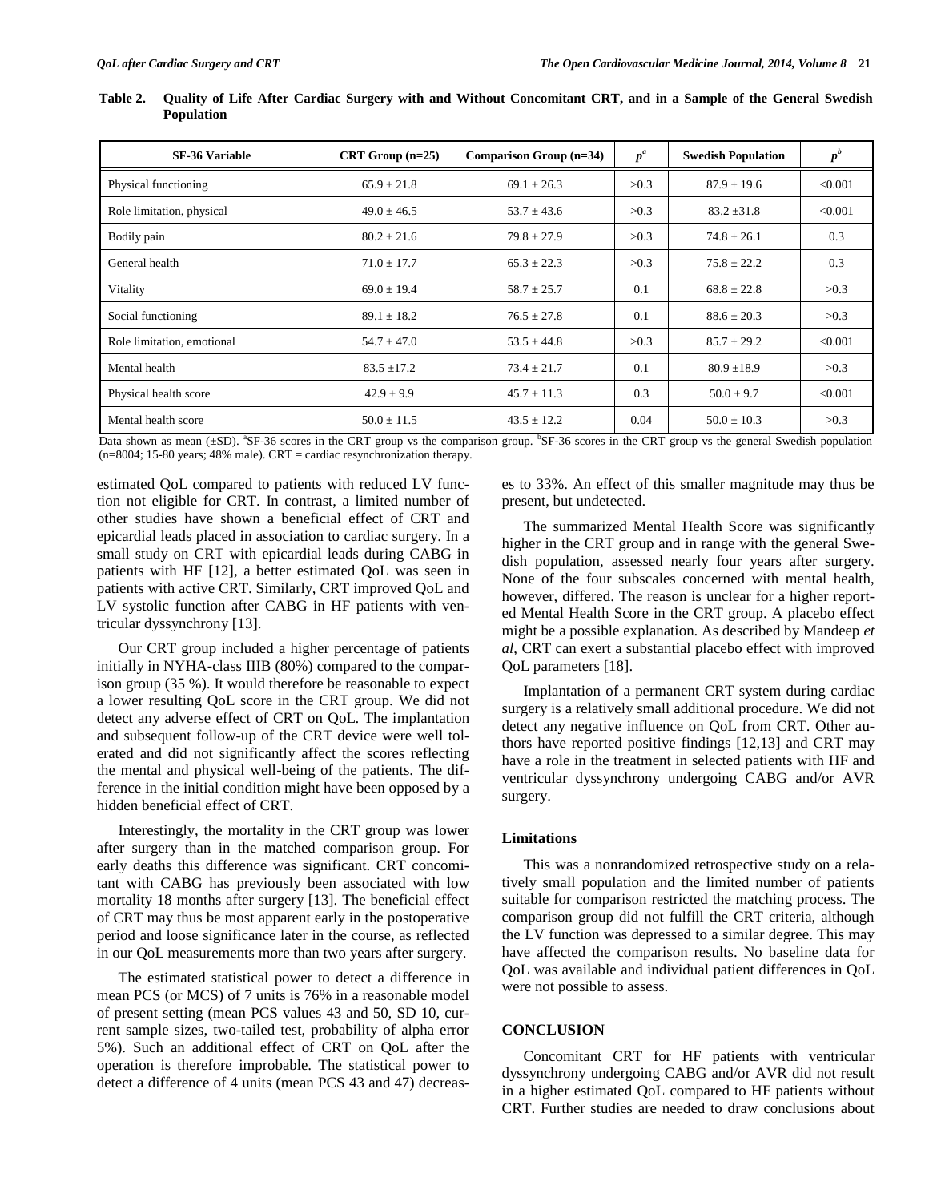**Table 2. Quality of Life After Cardiac Surgery with and Without Concomitant CRT, and in a Sample of the General Swedish Population**

| SF-36 Variable | CRT Group (n=25) | Comparison Group (n=34) | $p^a$ | Swedish Population | $p^b$ |
|---|---|---|---|---|---|
| Physical functioning | 65.9 ± 21.8 | 69.1 ± 26.3 | >0.3 | 87.9 ± 19.6 | <0.001 |
| Role limitation, physical | 49.0 ± 46.5 | 53.7 ± 43.6 | >0.3 | 83.2 ±31.8 | <0.001 |
| Bodily pain | 80.2 ± 21.6 | 79.8 ± 27.9 | >0.3 | 74.8 ± 26.1 | 0.3 |
| General health | 71.0 ± 17.7 | 65.3 ± 22.3 | >0.3 | 75.8 ± 22.2 | 0.3 |
| Vitality | 69.0 ± 19.4 | 58.7 ± 25.7 | 0.1 | 68.8 ± 22.8 | >0.3 |
| Social functioning | 89.1 ± 18.2 | 76.5 ± 27.8 | 0.1 | 88.6 ± 20.3 | >0.3 |
| Role limitation, emotional | 54.7 ± 47.0 | 53.5 ± 44.8 | >0.3 | 85.7 ± 29.2 | <0.001 |
| Mental health | 83.5 ±17.2 | 73.4 ± 21.7 | 0.1 | 80.9 ±18.9 | >0.3 |
| Physical health score | 42.9 ± 9.9 | 45.7 ± 11.3 | 0.3 | 50.0 ± 9.7 | <0.001 |
| Mental health score | 50.0 ± 11.5 | 43.5 ± 12.2 | 0.04 | 50.0 ± 10.3 | >0.3 |

Data shown as mean (±SD). [a]SF-36 scores in the CRT group vs the comparison group. [b]SF-36 scores in the CRT group vs the general Swedish population (n=8004; 15-80 years; 48% male). CRT = cardiac resynchronization therapy.

estimated QoL compared to patients with reduced LV function not eligible for CRT. In contrast, a limited number of other studies have shown a beneficial effect of CRT and epicardial leads placed in association to cardiac surgery. In a small study on CRT with epicardial leads during CABG in patients with HF [12], a better estimated QoL was seen in patients with active CRT. Similarly, CRT improved QoL and LV systolic function after CABG in HF patients with ventricular dyssynchrony [13].

Our CRT group included a higher percentage of patients initially in NYHA-class IIIB (80%) compared to the comparison group (35 %). It would therefore be reasonable to expect a lower resulting QoL score in the CRT group. We did not detect any adverse effect of CRT on QoL. The implantation and subsequent follow-up of the CRT device were well tolerated and did not significantly affect the scores reflecting the mental and physical well-being of the patients. The difference in the initial condition might have been opposed by a hidden beneficial effect of CRT.

Interestingly, the mortality in the CRT group was lower after surgery than in the matched comparison group. For early deaths this difference was significant. CRT concomitant with CABG has previously been associated with low mortality 18 months after surgery [13]. The beneficial effect of CRT may thus be most apparent early in the postoperative period and loose significance later in the course, as reflected in our QoL measurements more than two years after surgery.

The estimated statistical power to detect a difference in mean PCS (or MCS) of 7 units is 76% in a reasonable model of present setting (mean PCS values 43 and 50, SD 10, current sample sizes, two-tailed test, probability of alpha error 5%). Such an additional effect of CRT on QoL after the operation is therefore improbable. The statistical power to detect a difference of 4 units (mean PCS 43 and 47) decreases to 33%. An effect of this smaller magnitude may thus be present, but undetected.

The summarized Mental Health Score was significantly higher in the CRT group and in range with the general Swedish population, assessed nearly four years after surgery. None of the four subscales concerned with mental health, however, differed. The reason is unclear for a higher reported Mental Health Score in the CRT group. A placebo effect might be a possible explanation. As described by Mandeep *et al*, CRT can exert a substantial placebo effect with improved QoL parameters [18].

Implantation of a permanent CRT system during cardiac surgery is a relatively small additional procedure. We did not detect any negative influence on QoL from CRT. Other authors have reported positive findings [12,13] and CRT may have a role in the treatment in selected patients with HF and ventricular dyssynchrony undergoing CABG and/or AVR surgery.

### Limitations

This was a nonrandomized retrospective study on a relatively small population and the limited number of patients suitable for comparison restricted the matching process. The comparison group did not fulfill the CRT criteria, although the LV function was depressed to a similar degree. This may have affected the comparison results. No baseline data for QoL was available and individual patient differences in QoL were not possible to assess.

## CONCLUSION

Concomitant CRT for HF patients with ventricular dyssynchrony undergoing CABG and/or AVR did not result in a higher estimated QoL compared to HF patients without CRT. Further studies are needed to draw conclusions about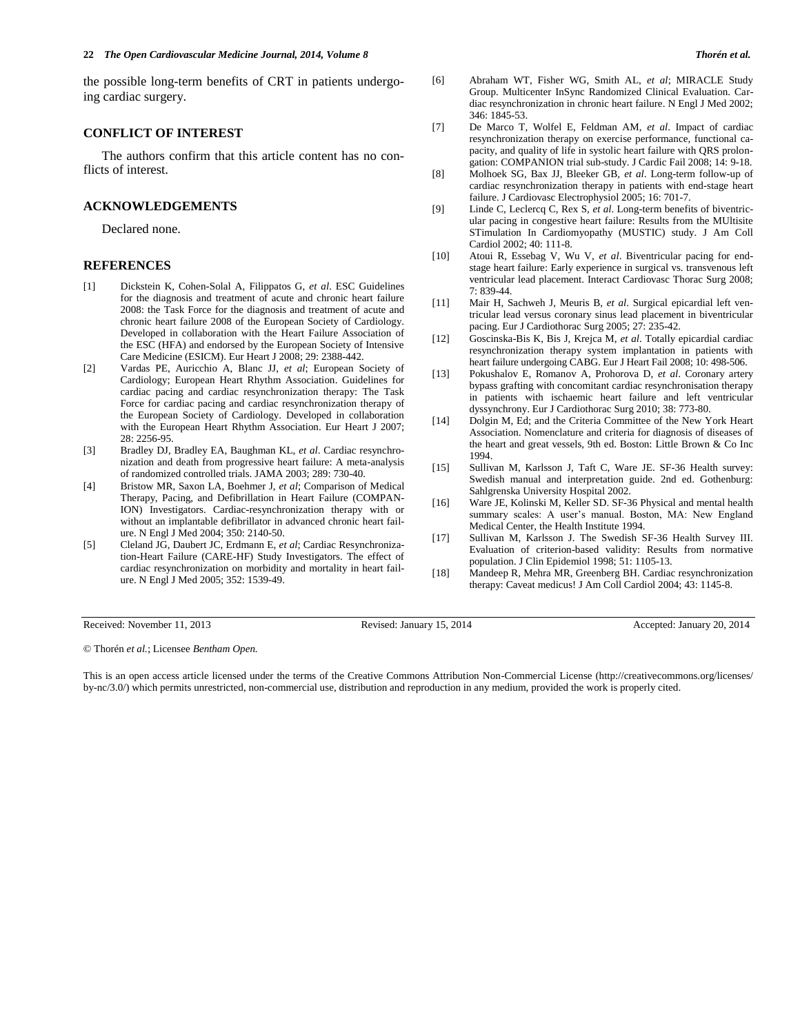the possible long-term benefits of CRT in patients undergoing cardiac surgery.

## CONFLICT OF INTEREST

The authors confirm that this article content has no conflicts of interest.

## ACKNOWLEDGEMENTS

Declared none.

## REFERENCES

[1] Dickstein K, Cohen-Solal A, Filippatos G, *et al*. ESC Guidelines for the diagnosis and treatment of acute and chronic heart failure 2008: the Task Force for the diagnosis and treatment of acute and chronic heart failure 2008 of the European Society of Cardiology. Developed in collaboration with the Heart Failure Association of the ESC (HFA) and endorsed by the European Society of Intensive Care Medicine (ESICM). Eur Heart J 2008; 29: 2388-442.

[2] Vardas PE, Auricchio A, Blanc JJ, *et al*; European Society of Cardiology; European Heart Rhythm Association. Guidelines for cardiac pacing and cardiac resynchronization therapy: The Task Force for cardiac pacing and cardiac resynchronization therapy of the European Society of Cardiology. Developed in collaboration with the European Heart Rhythm Association. Eur Heart J 2007; 28: 2256-95.

[3] Bradley DJ, Bradley EA, Baughman KL, *et al*. Cardiac resynchronization and death from progressive heart failure: A meta-analysis of randomized controlled trials. JAMA 2003; 289: 730-40.

[4] Bristow MR, Saxon LA, Boehmer J, *et al*; Comparison of Medical Therapy, Pacing, and Defibrillation in Heart Failure (COMPANION) Investigators. Cardiac-resynchronization therapy with or without an implantable defibrillator in advanced chronic heart failure. N Engl J Med 2004; 350: 2140-50.

[5] Cleland JG, Daubert JC, Erdmann E, *et al*; Cardiac Resynchronization-Heart Failure (CARE-HF) Study Investigators. The effect of cardiac resynchronization on morbidity and mortality in heart failure. N Engl J Med 2005; 352: 1539-49.

[6] Abraham WT, Fisher WG, Smith AL, *et al*; MIRACLE Study Group. Multicenter InSync Randomized Clinical Evaluation. Cardiac resynchronization in chronic heart failure. N Engl J Med 2002; 346: 1845-53.

[7] De Marco T, Wolfel E, Feldman AM, *et al*. Impact of cardiac resynchronization therapy on exercise performance, functional capacity, and quality of life in systolic heart failure with QRS prolongation: COMPANION trial sub-study. J Cardic Fail 2008; 14: 9-18.

[8] Molhoek SG, Bax JJ, Bleeker GB, *et al*. Long-term follow-up of cardiac resynchronization therapy in patients with end-stage heart failure. J Cardiovasc Electrophysiol 2005; 16: 701-7.

[9] Linde C, Leclercq C, Rex S, *et al*. Long-term benefits of biventricular pacing in congestive heart failure: Results from the MUltisite STimulation In Cardiomyopathy (MUSTIC) study. J Am Coll Cardiol 2002; 40: 111-8.

[10] Atoui R, Essebag V, Wu V, *et al*. Biventricular pacing for end-stage heart failure: Early experience in surgical vs. transvenous left ventricular lead placement. Interact Cardiovasc Thorac Surg 2008; 7: 839-44.

[11] Mair H, Sachweh J, Meuris B, *et al*. Surgical epicardial left ventricular lead versus coronary sinus lead placement in biventricular pacing. Eur J Cardiothorac Surg 2005; 27: 235-42.

[12] Goscinska-Bis K, Bis J, Krejca M, *et al*. Totally epicardial cardiac resynchronization therapy system implantation in patients with heart failure undergoing CABG. Eur J Heart Fail 2008; 10: 498-506.

[13] Pokushalov E, Romanov A, Prohorova D, *et al*. Coronary artery bypass grafting with concomitant cardiac resynchronisation therapy in patients with ischaemic heart failure and left ventricular dyssynchrony. Eur J Cardiothorac Surg 2010; 38: 773-80.

[14] Dolgin M, Ed; and the Criteria Committee of the New York Heart Association. Nomenclature and criteria for diagnosis of diseases of the heart and great vessels, 9th ed. Boston: Little Brown & Co Inc 1994.

[15] Sullivan M, Karlsson J, Taft C, Ware JE. SF-36 Health survey: Swedish manual and interpretation guide. 2nd ed. Gothenburg: Sahlgrenska University Hospital 2002.

[16] Ware JE, Kolinski M, Keller SD. SF-36 Physical and mental health summary scales: A user's manual. Boston, MA: New England Medical Center, the Health Institute 1994.

[17] Sullivan M, Karlsson J. The Swedish SF-36 Health Survey III. Evaluation of criterion-based validity: Results from normative population. J Clin Epidemiol 1998; 51: 1105-13.

[18] Mandeep R, Mehra MR, Greenberg BH. Cardiac resynchronization therapy: Caveat medicus! J Am Coll Cardiol 2004; 43: 1145-8.

Received: November 11, 2013 Revised: January 15, 2014 Accepted: January 20, 2014

© Thorén *et al.*; Licensee *Bentham Open.*

This is an open access article licensed under the terms of the Creative Commons Attribution Non-Commercial License (http://creativecommons.org/licenses/by-nc/3.0/) which permits unrestricted, non-commercial use, distribution and reproduction in any medium, provided the work is properly cited.